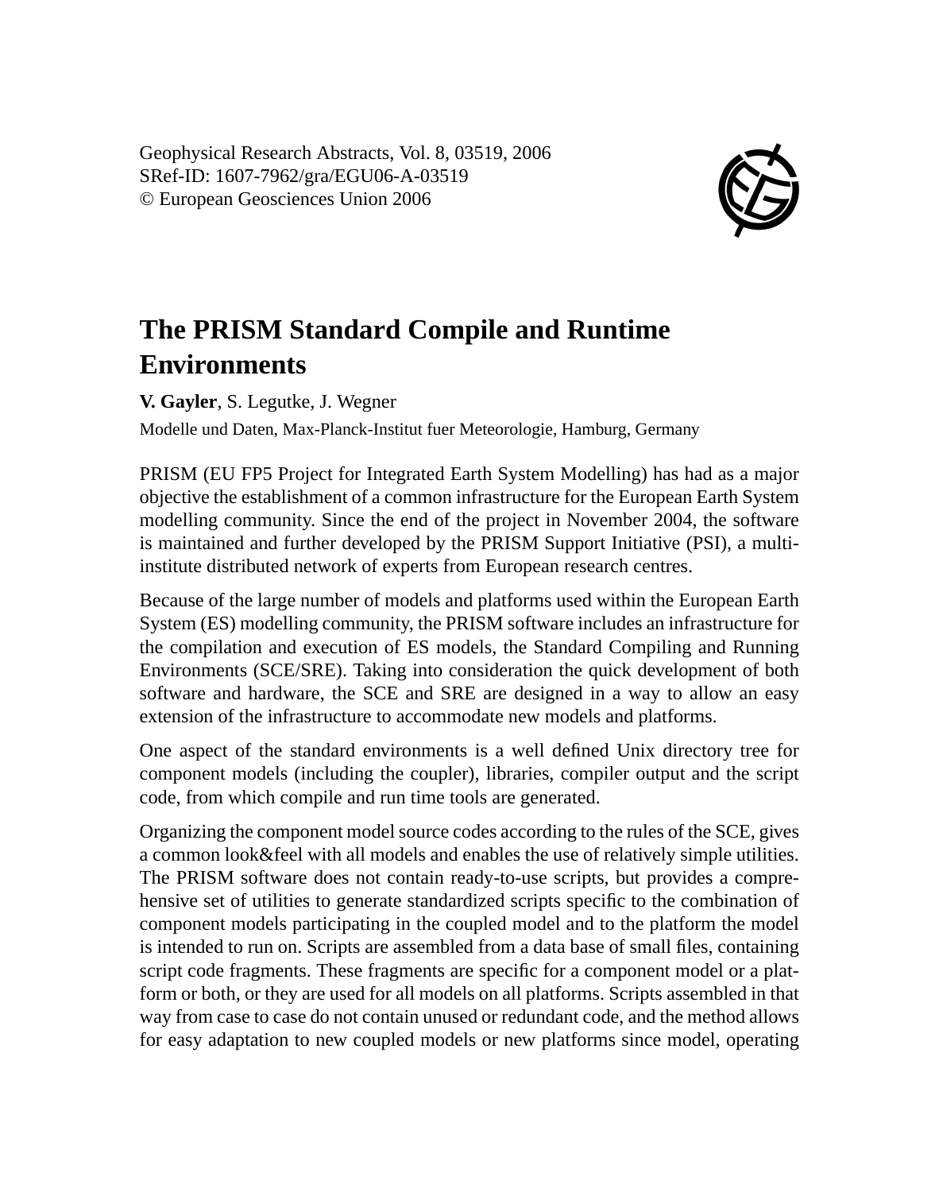Geophysical Research Abstracts, Vol. 8, 03519, 2006
SRef-ID: 1607-7962/gra/EGU06-A-03519
© European Geosciences Union 2006

# The PRISM Standard Compile and Runtime Environments

**V. Gayler**, S. Legutke, J. Wegner

Modelle und Daten, Max-Planck-Institut fuer Meteorologie, Hamburg, Germany

PRISM (EU FP5 Project for Integrated Earth System Modelling) has had as a major objective the establishment of a common infrastructure for the European Earth System modelling community. Since the end of the project in November 2004, the software is maintained and further developed by the PRISM Support Initiative (PSI), a multi-institute distributed network of experts from European research centres.

Because of the large number of models and platforms used within the European Earth System (ES) modelling community, the PRISM software includes an infrastructure for the compilation and execution of ES models, the Standard Compiling and Running Environments (SCE/SRE). Taking into consideration the quick development of both software and hardware, the SCE and SRE are designed in a way to allow an easy extension of the infrastructure to accommodate new models and platforms.

One aspect of the standard environments is a well defined Unix directory tree for component models (including the coupler), libraries, compiler output and the script code, from which compile and run time tools are generated.

Organizing the component model source codes according to the rules of the SCE, gives a common look&feel with all models and enables the use of relatively simple utilities. The PRISM software does not contain ready-to-use scripts, but provides a comprehensive set of utilities to generate standardized scripts specific to the combination of component models participating in the coupled model and to the platform the model is intended to run on. Scripts are assembled from a data base of small files, containing script code fragments. These fragments are specific for a component model or a platform or both, or they are used for all models on all platforms. Scripts assembled in that way from case to case do not contain unused or redundant code, and the method allows for easy adaptation to new coupled models or new platforms since model, operating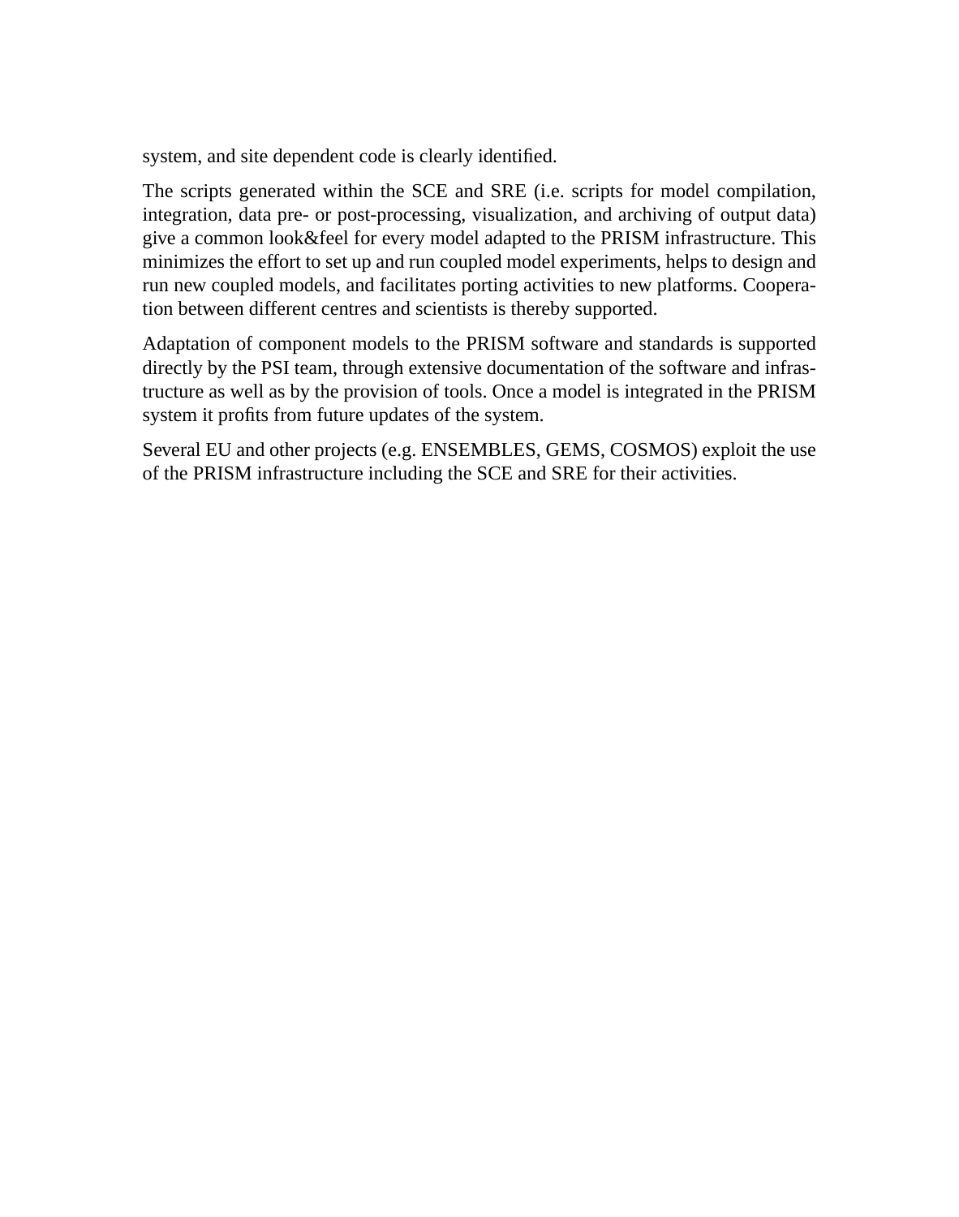system, and site dependent code is clearly identified.

The scripts generated within the SCE and SRE (i.e. scripts for model compilation, integration, data pre- or post-processing, visualization, and archiving of output data) give a common look&feel for every model adapted to the PRISM infrastructure. This minimizes the effort to set up and run coupled model experiments, helps to design and run new coupled models, and facilitates porting activities to new platforms. Cooperation between different centres and scientists is thereby supported.

Adaptation of component models to the PRISM software and standards is supported directly by the PSI team, through extensive documentation of the software and infrastructure as well as by the provision of tools. Once a model is integrated in the PRISM system it profits from future updates of the system.

Several EU and other projects (e.g. ENSEMBLES, GEMS, COSMOS) exploit the use of the PRISM infrastructure including the SCE and SRE for their activities.